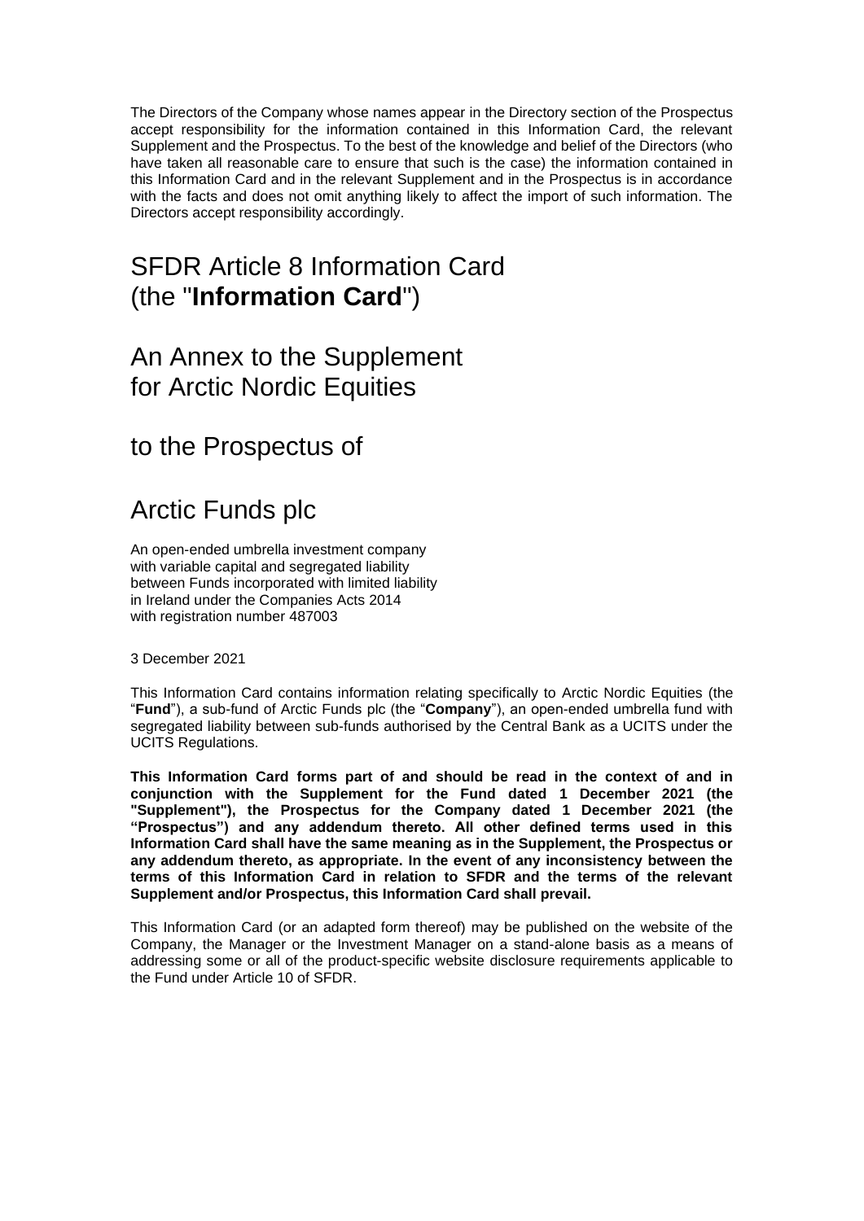The Directors of the Company whose names appear in the Directory section of the Prospectus accept responsibility for the information contained in this Information Card, the relevant Supplement and the Prospectus. To the best of the knowledge and belief of the Directors (who have taken all reasonable care to ensure that such is the case) the information contained in this Information Card and in the relevant Supplement and in the Prospectus is in accordance with the facts and does not omit anything likely to affect the import of such information. The Directors accept responsibility accordingly.

# SFDR Article 8 Information Card (the "**Information Card**")

# An Annex to the Supplement for Arctic Nordic Equities

# to the Prospectus of

# Arctic Funds plc

An open-ended umbrella investment company with variable capital and segregated liability between Funds incorporated with limited liability in Ireland under the Companies Acts 2014 with registration number 487003

3 December 2021

This Information Card contains information relating specifically to Arctic Nordic Equities (the "**Fund**"), a sub-fund of Arctic Funds plc (the "**Company**"), an open-ended umbrella fund with segregated liability between sub-funds authorised by the Central Bank as a UCITS under the UCITS Regulations.

**This Information Card forms part of and should be read in the context of and in conjunction with the Supplement for the Fund dated 1 December 2021 (the "Supplement"), the Prospectus for the Company dated 1 December 2021 (the "Prospectus") and any addendum thereto. All other defined terms used in this Information Card shall have the same meaning as in the Supplement, the Prospectus or any addendum thereto, as appropriate. In the event of any inconsistency between the terms of this Information Card in relation to SFDR and the terms of the relevant Supplement and/or Prospectus, this Information Card shall prevail.**

This Information Card (or an adapted form thereof) may be published on the website of the Company, the Manager or the Investment Manager on a stand-alone basis as a means of addressing some or all of the product-specific website disclosure requirements applicable to the Fund under Article 10 of SFDR.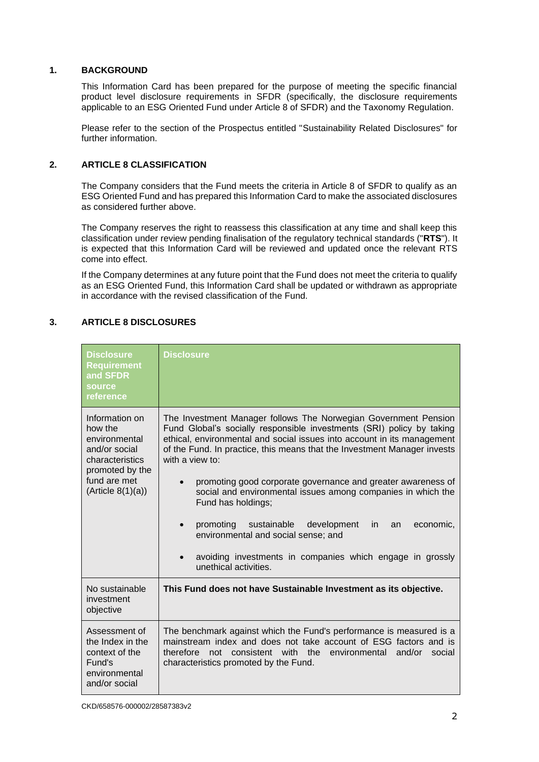## 1. BACKGROUND

This Information Card has been prepared for the purpose of meeting the specific financial product level disclosure requirements in SFDR (specifically, the disclosure requirements applicable to an ESG Oriented Fund under Article 8 of SFDR) and the Taxonomy Regulation.

Please refer to the section of the Prospectus entitled "Sustainability Related Disclosures" for further information.

## 2. ARTICLE 8 CLASSIFICATION

The Company considers that the Fund meets the criteria in Article 8 of SFDR to qualify as an ESG Oriented Fund and has prepared this Information Card to make the associated disclosures as considered further above.

The Company reserves the right to reassess this classification at any time and shall keep this classification under review pending finalisation of the regulatory technical standards ("**RTS**"). It is expected that this Information Card will be reviewed and updated once the relevant RTS come into effect.

If the Company determines at any future point that the Fund does not meet the criteria to qualify as an ESG Oriented Fund, this Information Card shall be updated or withdrawn as appropriate in accordance with the revised classification of the Fund.

## 3. ARTICLE 8 DISCLOSURES

| Disclosure Requirement and SFDR source reference | Disclosure |
|---|---|
| Information on how the environmental and/or social characteristics promoted by the fund are met (Article 8(1)(a)) | The Investment Manager follows The Norwegian Government Pension Fund Global's socially responsible investments (SRI) policy by taking ethical, environmental and social issues into account in its management of the Fund. In practice, this means that the Investment Manager invests with a view to: <br>• promoting good corporate governance and greater awareness of social and environmental issues among companies in which the Fund has holdings; <br>• promoting sustainable development in an economic, environmental and social sense; and <br>• avoiding investments in companies which engage in grossly unethical activities. |
| No sustainable investment objective | **This Fund does not have Sustainable Investment as its objective.** |
| Assessment of the Index in the context of the Fund's environmental and/or social | The benchmark against which the Fund's performance is measured is a mainstream index and does not take account of ESG factors and is therefore not consistent with the environmental and/or social characteristics promoted by the Fund. |

CKD/658576-000002/28587383v2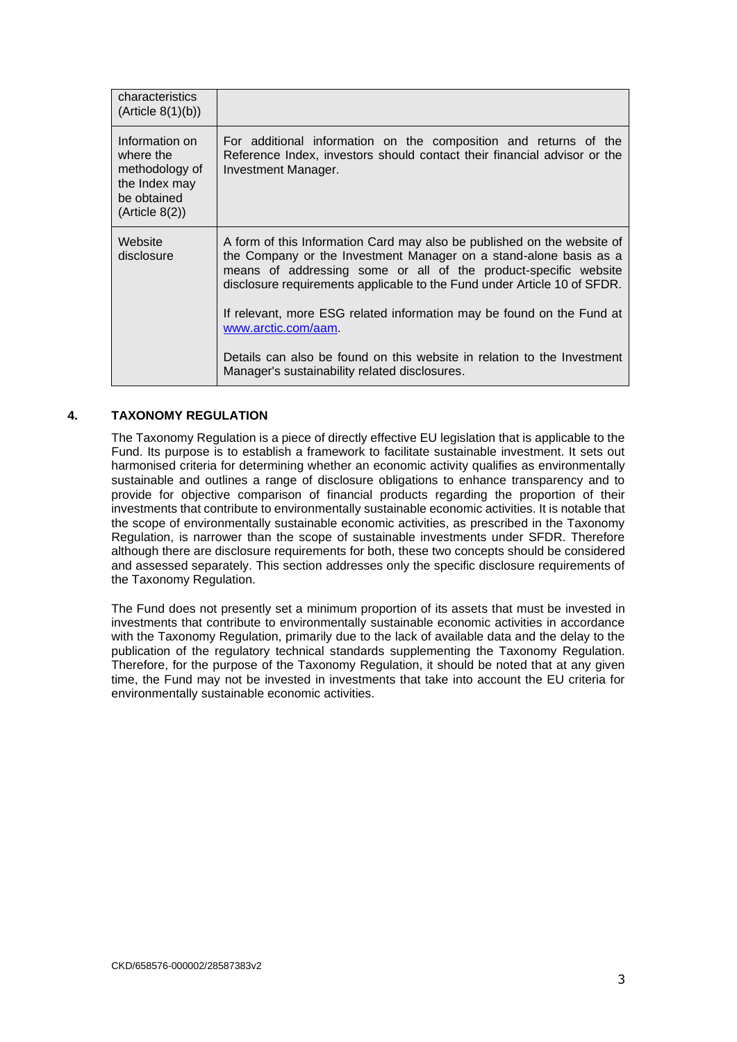| | |
|---|---|
| characteristics (Article 8(1)(b)) | |
| Information on where the methodology of the Index may be obtained (Article 8(2)) | For additional information on the composition and returns of the Reference Index, investors should contact their financial advisor or the Investment Manager. |
| Website disclosure | A form of this Information Card may also be published on the website of the Company or the Investment Manager on a stand-alone basis as a means of addressing some or all of the product-specific website disclosure requirements applicable to the Fund under Article 10 of SFDR.<br><br>If relevant, more ESG related information may be found on the Fund at www.arctic.com/aam.<br><br>Details can also be found on this website in relation to the Investment Manager's sustainability related disclosures. |

## 4. TAXONOMY REGULATION

The Taxonomy Regulation is a piece of directly effective EU legislation that is applicable to the Fund. Its purpose is to establish a framework to facilitate sustainable investment. It sets out harmonised criteria for determining whether an economic activity qualifies as environmentally sustainable and outlines a range of disclosure obligations to enhance transparency and to provide for objective comparison of financial products regarding the proportion of their investments that contribute to environmentally sustainable economic activities. It is notable that the scope of environmentally sustainable economic activities, as prescribed in the Taxonomy Regulation, is narrower than the scope of sustainable investments under SFDR. Therefore although there are disclosure requirements for both, these two concepts should be considered and assessed separately. This section addresses only the specific disclosure requirements of the Taxonomy Regulation.

The Fund does not presently set a minimum proportion of its assets that must be invested in investments that contribute to environmentally sustainable economic activities in accordance with the Taxonomy Regulation, primarily due to the lack of available data and the delay to the publication of the regulatory technical standards supplementing the Taxonomy Regulation. Therefore, for the purpose of the Taxonomy Regulation, it should be noted that at any given time, the Fund may not be invested in investments that take into account the EU criteria for environmentally sustainable economic activities.

CKD/658576-000002/28587383v2